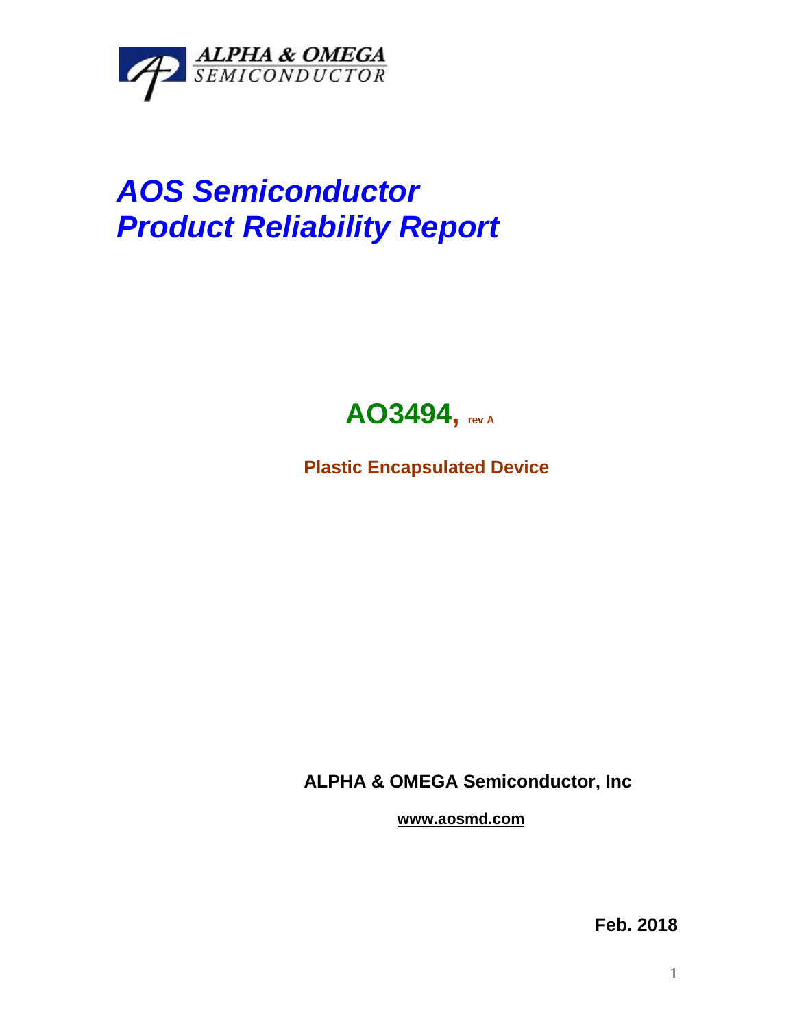ALPHA & OMEGA
SEMICONDUCTOR

# *AOS Semiconductor*
# *Product Reliability Report*

## AO3494, rev A

**Plastic Encapsulated Device**

**ALPHA & OMEGA Semiconductor, Inc**

**www.aosmd.com**

**Feb. 2018**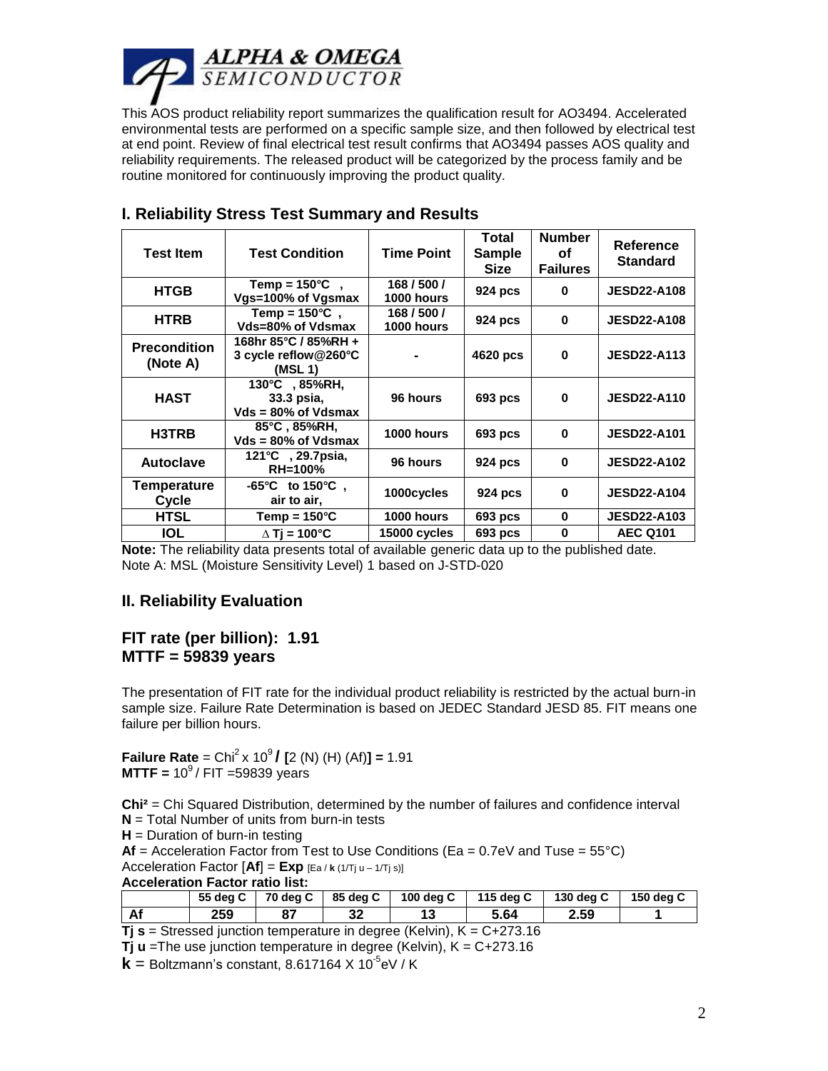**ALPHA & OMEGA SEMICONDUCTOR**

This AOS product reliability report summarizes the qualification result for AO3494. Accelerated environmental tests are performed on a specific sample size, and then followed by electrical test at end point. Review of final electrical test result confirms that AO3494 passes AOS quality and reliability requirements. The released product will be categorized by the process family and be routine monitored for continuously improving the product quality.

## I. Reliability Stress Test Summary and Results

| Test Item | Test Condition | Time Point | Total Sample Size | Number of Failures | Reference Standard |
|---|---|---|---|---|---|
| HTGB | Temp = 150°C , Vgs=100% of Vgsmax | 168 / 500 / 1000 hours | 924 pcs | 0 | JESD22-A108 |
| HTRB | Temp = 150°C , Vds=80% of Vdsmax | 168 / 500 / 1000 hours | 924 pcs | 0 | JESD22-A108 |
| Precondition (Note A) | 168hr 85°C / 85%RH + 3 cycle reflow@260°C (MSL 1) | - | 4620 pcs | 0 | JESD22-A113 |
| HAST | 130°C , 85%RH, 33.3 psia, Vds = 80% of Vdsmax | 96 hours | 693 pcs | 0 | JESD22-A110 |
| H3TRB | 85°C , 85%RH, Vds = 80% of Vdsmax | 1000 hours | 693 pcs | 0 | JESD22-A101 |
| Autoclave | 121°C , 29.7psia, RH=100% | 96 hours | 924 pcs | 0 | JESD22-A102 |
| Temperature Cycle | -65°C to 150°C , air to air, | 1000cycles | 924 pcs | 0 | JESD22-A104 |
| HTSL | Temp = 150°C | 1000 hours | 693 pcs | 0 | JESD22-A103 |
| IOL | $\Delta$ Tj = 100°C | 15000 cycles | 693 pcs | 0 | AEC Q101 |

**Note:** The reliability data presents total of available generic data up to the published date.
Note A: MSL (Moisture Sensitivity Level) 1 based on J-STD-020

## II. Reliability Evaluation

### FIT rate (per billion): 1.91
### MTTF = 59839 years

The presentation of FIT rate for the individual product reliability is restricted by the actual burn-in sample size. Failure Rate Determination is based on JEDEC Standard JESD 85. FIT means one failure per billion hours.

**Failure Rate** = $Chi^2 \times 10^9$ **/ [**2 (N) (H) (Af)**] =** 1.91
**MTTF =** $10^9$ / FIT =59839 years

**Chi²** = Chi Squared Distribution, determined by the number of failures and confidence interval
**N** = Total Number of units from burn-in tests
**H** = Duration of burn-in testing
**Af** = Acceleration Factor from Test to Use Conditions (Ea = 0.7eV and Tuse = 55°C)
Acceleration Factor [**Af**] = **Exp** [Ea / **k** (1/Tj u – 1/Tj s)]
**Acceleration Factor ratio list:**

| | 55 deg C | 70 deg C | 85 deg C | 100 deg C | 115 deg C | 130 deg C | 150 deg C |
|---|---|---|---|---|---|---|---|
| Af | 259 | 87 | 32 | 13 | 5.64 | 2.59 | 1 |

**Tj s** = Stressed junction temperature in degree (Kelvin), K = C+273.16
**Tj u** =The use junction temperature in degree (Kelvin), K = C+273.16
**k** = Boltzmann's constant, 8.617164 X $10^{-5}$eV / K